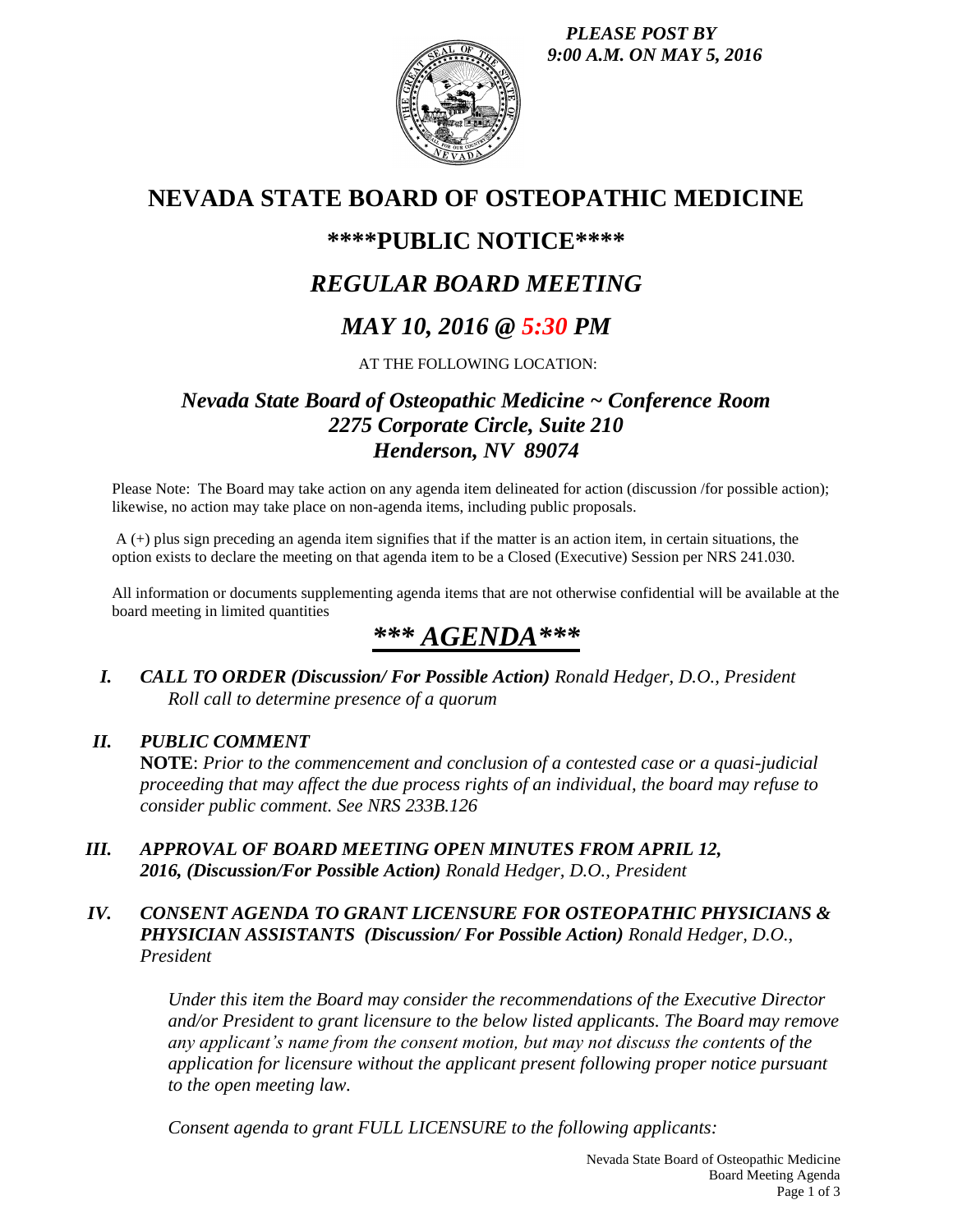*PLEASE POST BY 9:00 A.M. ON MAY 5, 2016*

# NEVADA STATE BOARD OF OSTEOPATHIC MEDICINE

## \*\*\*\*PUBLIC NOTICE\*\*\*\*

## *REGULAR BOARD MEETING*

## *MAY 10, 2016 @ 5:30 PM*

AT THE FOLLOWING LOCATION:

### *Nevada State Board of Osteopathic Medicine ~ Conference Room*
### *2275 Corporate Circle, Suite 210*
### *Henderson, NV 89074*

Please Note: The Board may take action on any agenda item delineated for action (discussion /for possible action); likewise, no action may take place on non-agenda items, including public proposals.

A (+) plus sign preceding an agenda item signifies that if the matter is an action item, in certain situations, the option exists to declare the meeting on that agenda item to be a Closed (Executive) Session per NRS 241.030.

All information or documents supplementing agenda items that are not otherwise confidential will be available at the board meeting in limited quantities

## ***\*\*\* AGENDA\*\*\****

**I.** ***CALL TO ORDER (Discussion/ For Possible Action)*** *Ronald Hedger, D.O., President*
*Roll call to determine presence of a quorum*

**II.** ***PUBLIC COMMENT***
**NOTE**: *Prior to the commencement and conclusion of a contested case or a quasi-judicial proceeding that may affect the due process rights of an individual, the board may refuse to consider public comment. See NRS 233B.126*

**III.** ***APPROVAL OF BOARD MEETING OPEN MINUTES FROM APRIL 12, 2016, (Discussion/For Possible Action)*** *Ronald Hedger, D.O., President*

**IV.** ***CONSENT AGENDA TO GRANT LICENSURE FOR OSTEOPATHIC PHYSICIANS & PHYSICIAN ASSISTANTS (Discussion/ For Possible Action)*** *Ronald Hedger, D.O., President*

*Under this item the Board may consider the recommendations of the Executive Director and/or President to grant licensure to the below listed applicants. The Board may remove any applicant's name from the consent motion, but may not discuss the contents of the application for licensure without the applicant present following proper notice pursuant to the open meeting law.*

*Consent agenda to grant FULL LICENSURE to the following applicants:*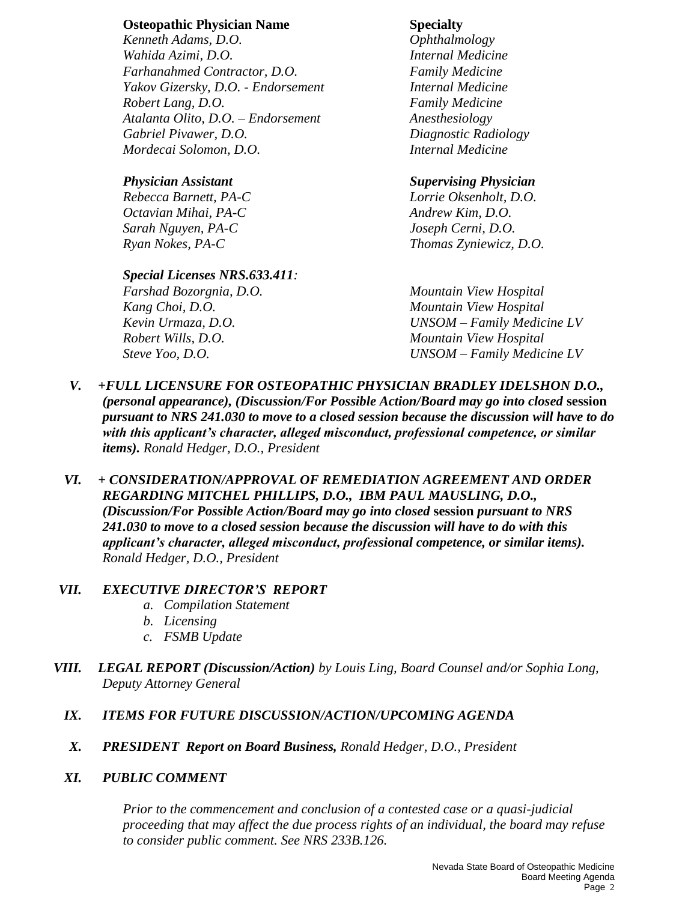| Osteopathic Physician Name | Specialty |
|---|---|
| *Kenneth Adams, D.O.* | *Ophthalmology* |
| *Wahida Azimi, D.O.* | *Internal Medicine* |
| *Farhanahmed Contractor, D.O.* | *Family Medicine* |
| *Yakov Gizersky, D.O. - Endorsement* | *Internal Medicine* |
| *Robert Lang, D.O.* | *Family Medicine* |
| *Atalanta Olito, D.O. – Endorsement* | *Anesthesiology* |
| *Gabriel Pivawer, D.O.* | *Diagnostic Radiology* |
| *Mordecai Solomon, D.O.* | *Internal Medicine* |

| ***Physician Assistant*** | ***Supervising Physician*** |
|---|---|
| *Rebecca Barnett, PA-C* | *Lorrie Oksenholt, D.O.* |
| *Octavian Mihai, PA-C* | *Andrew Kim, D.O.* |
| *Sarah Nguyen, PA-C* | *Joseph Cerni, D.O.* |
| *Ryan Nokes, PA-C* | *Thomas Zyniewicz, D.O.* |

| ***Special Licenses NRS.633.411:*** | |
|---|---|
| *Farshad Bozorgnia, D.O.* | *Mountain View Hospital* |
| *Kang Choi, D.O.* | *Mountain View Hospital* |
| *Kevin Urmaza, D.O.* | *UNSOM – Family Medicine LV* |
| *Robert Wills, D.O.* | *Mountain View Hospital* |
| *Steve Yoo, D.O.* | *UNSOM – Family Medicine LV* |

**V.** ***+FULL LICENSURE FOR OSTEOPATHIC PHYSICIAN BRADLEY IDELSHON D.O., (personal appearance), (Discussion/For Possible Action/Board may go into closed* session *pursuant to NRS 241.030 to move to a closed session because the discussion will have to do with this applicant's character, alleged misconduct, professional competence, or similar items).*** *Ronald Hedger, D.O., President*

**VI.** ***+ CONSIDERATION/APPROVAL OF REMEDIATION AGREEMENT AND ORDER REGARDING MITCHEL PHILLIPS, D.O., IBM PAUL MAUSLING, D.O., (Discussion/For Possible Action/Board may go into closed* session *pursuant to NRS 241.030 to move to a closed session because the discussion will have to do with this applicant's character, alleged misconduct, professional competence, or similar items).*** *Ronald Hedger, D.O., President*

**VII.** ***EXECUTIVE DIRECTOR'S REPORT***

- *a. Compilation Statement*
- *b. Licensing*
- *c. FSMB Update*

**VIII.** ***LEGAL REPORT (Discussion/Action)*** *by Louis Ling, Board Counsel and/or Sophia Long, Deputy Attorney General*

**IX.** ***ITEMS FOR FUTURE DISCUSSION/ACTION/UPCOMING AGENDA***

**X.** ***PRESIDENT Report on Board Business,*** *Ronald Hedger, D.O., President*

**XI.** ***PUBLIC COMMENT***

*Prior to the commencement and conclusion of a contested case or a quasi-judicial proceeding that may affect the due process rights of an individual, the board may refuse to consider public comment. See NRS 233B.126.*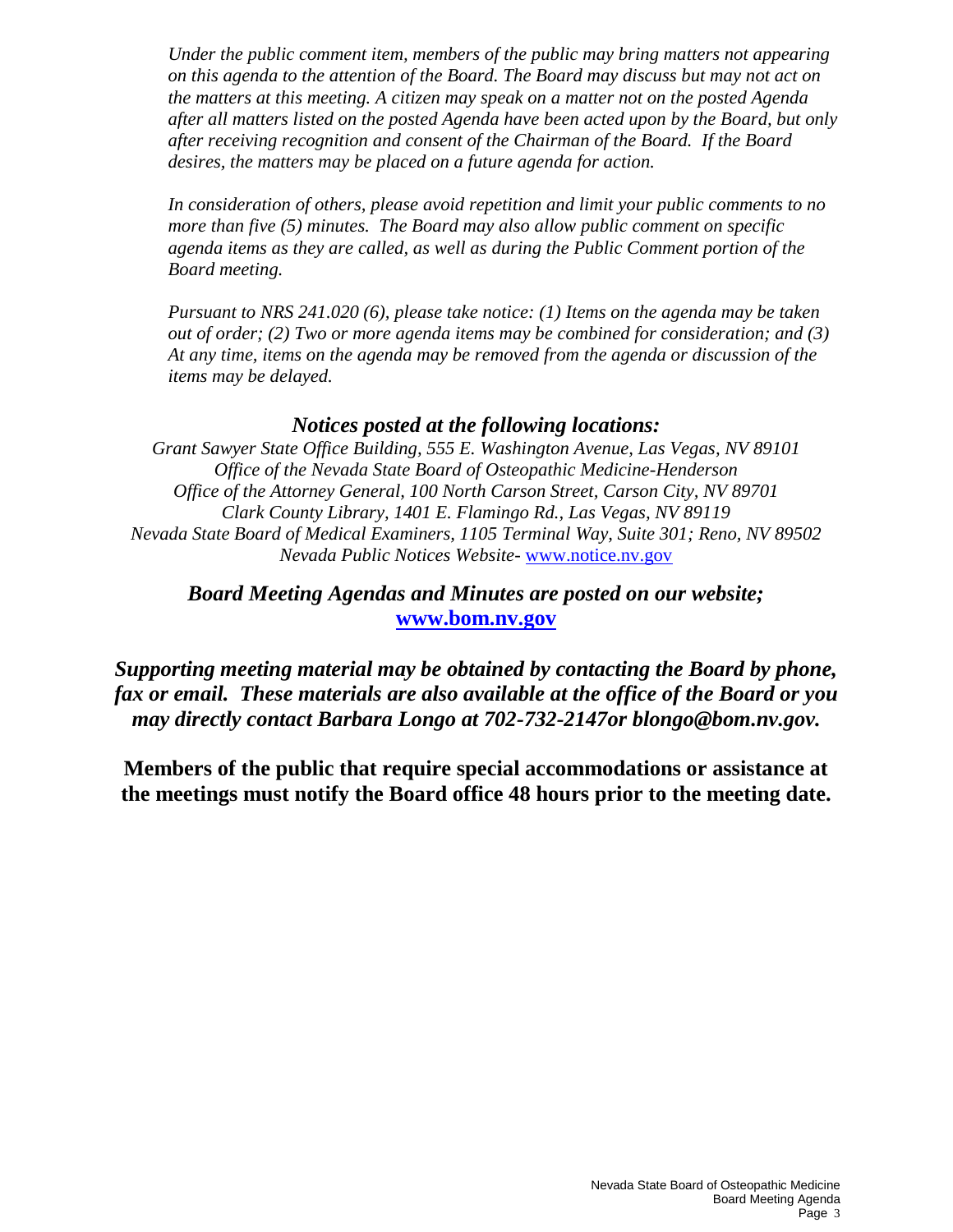*Under the public comment item, members of the public may bring matters not appearing on this agenda to the attention of the Board. The Board may discuss but may not act on the matters at this meeting. A citizen may speak on a matter not on the posted Agenda after all matters listed on the posted Agenda have been acted upon by the Board, but only after receiving recognition and consent of the Chairman of the Board. If the Board desires, the matters may be placed on a future agenda for action.*

*In consideration of others, please avoid repetition and limit your public comments to no more than five (5) minutes. The Board may also allow public comment on specific agenda items as they are called, as well as during the Public Comment portion of the Board meeting.*

*Pursuant to NRS 241.020 (6), please take notice: (1) Items on the agenda may be taken out of order; (2) Two or more agenda items may be combined for consideration; and (3) At any time, items on the agenda may be removed from the agenda or discussion of the items may be delayed.*

***Notices posted at the following locations:***

*Grant Sawyer State Office Building, 555 E. Washington Avenue, Las Vegas, NV 89101*
*Office of the Nevada State Board of Osteopathic Medicine-Henderson*
*Office of the Attorney General, 100 North Carson Street, Carson City, NV 89701*
*Clark County Library, 1401 E. Flamingo Rd., Las Vegas, NV 89119*
*Nevada State Board of Medical Examiners, 1105 Terminal Way, Suite 301; Reno, NV 89502*
*Nevada Public Notices Website-* www.notice.nv.gov

***Board Meeting Agendas and Minutes are posted on our website;***
**www.bom.nv.gov**

***Supporting meeting material may be obtained by contacting the Board by phone, fax or email. These materials are also available at the office of the Board or you may directly contact Barbara Longo at 702-732-2147or blongo@bom.nv.gov.***

**Members of the public that require special accommodations or assistance at the meetings must notify the Board office 48 hours prior to the meeting date.**